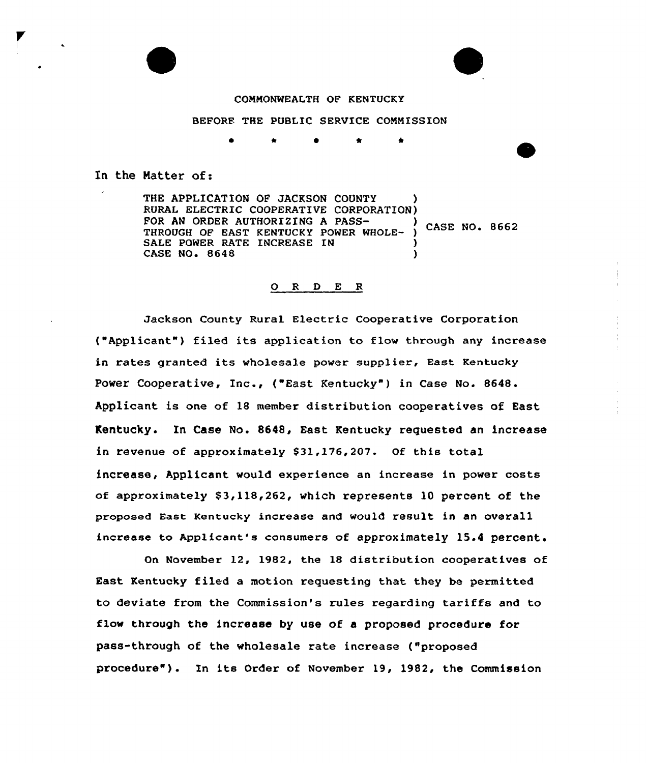COMMONWEALTH OF KENTUCKY

BEFORE THE PUBLIC SERVICE COMMISSION

\* \* \* \* \*

In the Matter of:

THE APPLICATION OF JACKSON COUNTY RURAL ELECTRIC COOPERATIVE CORPORATION FOR AN ORDER AUTHORIZING A PASS-THROUGH OF EAST KENTUCKY POWER WHOLESALE POWER RATE INCREASE IN CASE NO. 8648 ) CASE NO. 8662

O R D E R

Jackson County Rural Electric Cooperative Corporation ("Applicant") filed its application to flow through any increase in rates granted its wholesale power supplier, East Kentucky Power Cooperative, Inc., ("East Kentucky") in Case No. 8648. Applicant is one of 18 member distribution cooperatives of East Kentucky. In Case No. 8648, East Kentucky requested an increase in revenue of approximately $31,176,207. Of this total increase, Applicant would experience an increase in power costs of approximately $3,118,262, which represents 10 percent of the proposed East Kentucky increase and would result in an overall increase to Applicant's consumers of approximately 15.4 percent.

On November 12, 1982, the 18 distribution cooperatives of East Kentucky filed a motion requesting that they be permitted to deviate from the Commission's rules regarding tariffs and to flow through the increase by use of a proposed procedure for pass-through of the wholesale rate increase ("proposed procedure"). In its Order of November 19, 1982, the Commission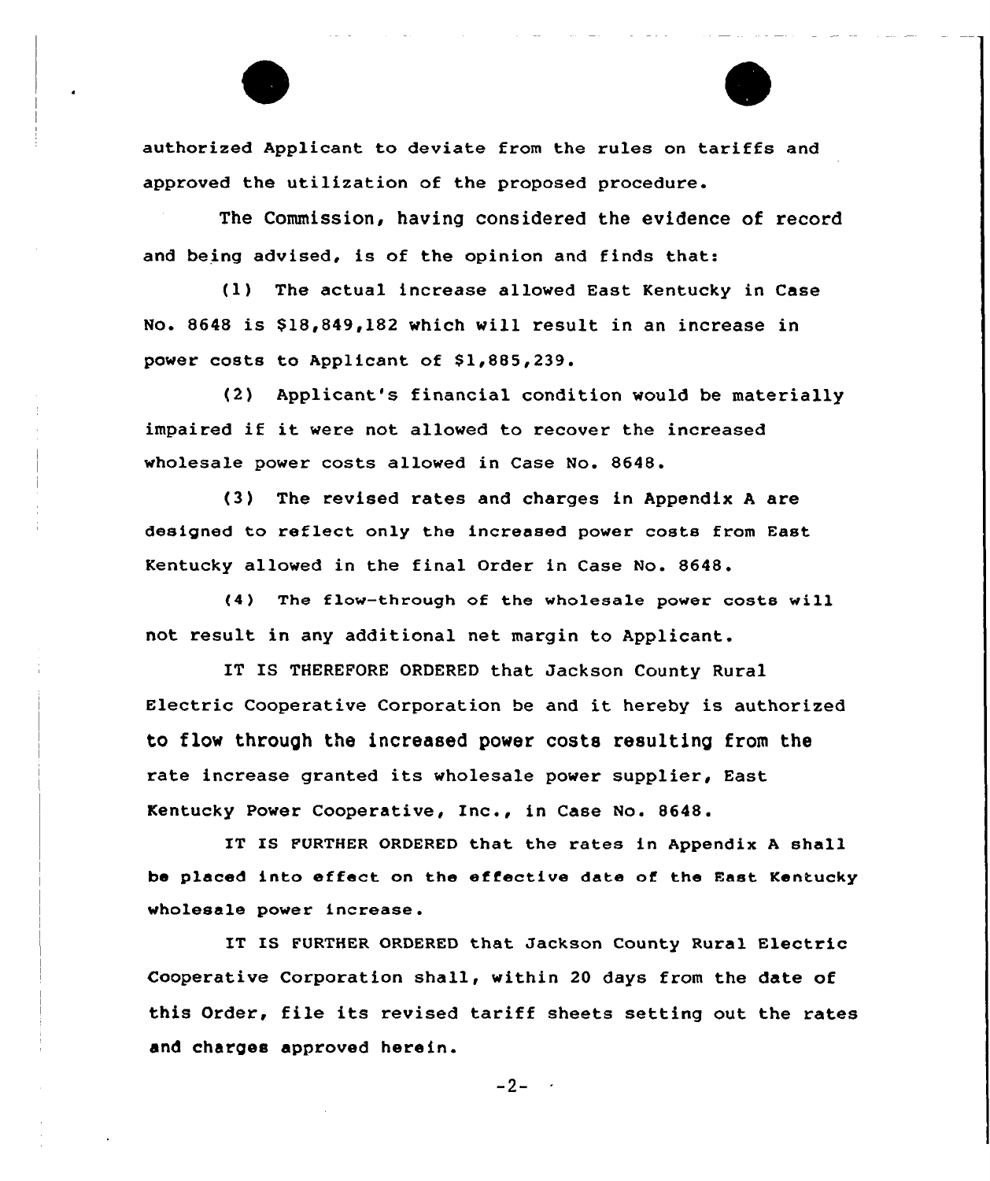authorized Applicant to deviate from the rules on tariffs and approved the utilization of the proposed procedure.

The Commission, having considered the evidence of record and being advised, is of the opinion and finds that:

(1) The actual increase allowed East Kentucky in Case No. 8648 is $18,849,182 which will result in an increase in power costs to Applicant of $1,885,239.

(2) Applicant's financial condition would be materially impaired if it were not allowed to recover the increased wholesale power costs allowed in Case No. 8648.

(3) The revised rates and charges in Appendix A are designed to reflect only the increased power costs from East Kentucky allowed in the final Order in Case No. 8648.

(4) The flow-through of the wholesale power costs will not result in any additional net margin to Applicant.

IT IS THEREFORE ORDERED that Jackson County Rural Electric Cooperative Corporation be and it hereby is authorized to flow through the increased power costs resulting from the rate increase granted its wholesale power supplier, East Kentucky Power Cooperative, Inc., in Case No. 8648.

IT IS FURTHER ORDERED that the rates in Appendix A shall be placed into effect on the effective date of the East Kentucky wholesale power increase.

IT IS FURTHER ORDERED that Jackson County Rural Electric Cooperative Corporation shall, within 20 days from the date of this Order, file its revised tariff sheets setting out the rates and charges approved herein.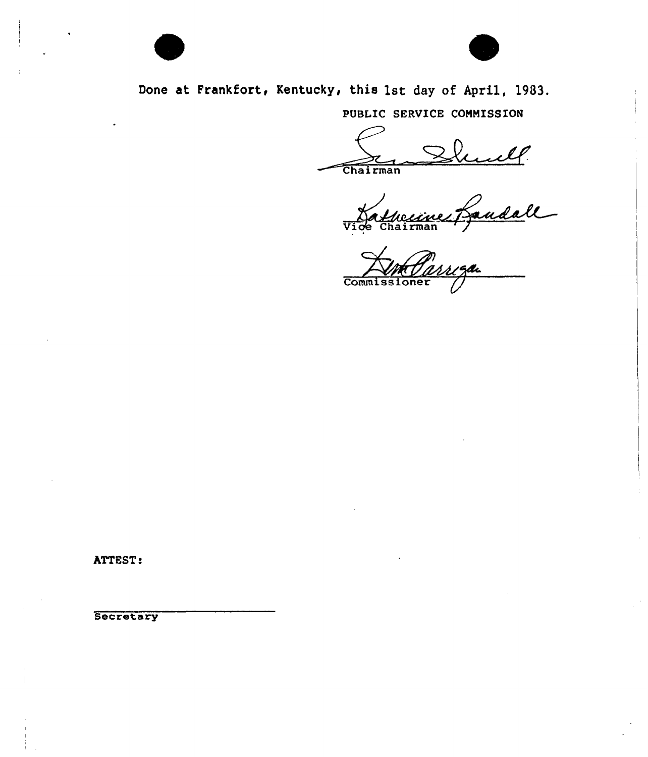Done at Frankfort, Kentucky, this 1st day of April, 1983.

PUBLIC SERVICE COMMISSION

Chairman

Vice Chairman

Commissioner

ATTEST:

Secretary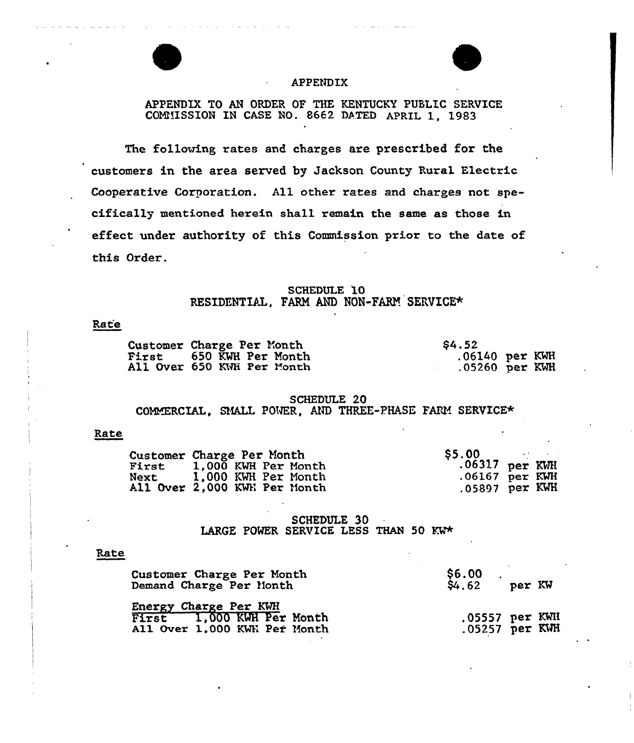# APPENDIX

APPENDIX TO AN ORDER OF THE KENTUCKY PUBLIC SERVICE COMMISSION IN CASE NO. 8662 DATED APRIL 1, 1983

The following rates and charges are prescribed for the customers in the area served by Jackson County Rural Electric Cooperative Corporation. All other rates and charges not specifically mentioned herein shall remain the same as those in effect under authority of this Commission prior to the date of this Order.

## SCHEDULE 10
## RESIDENTIAL, FARM AND NON-FARM SERVICE*

Rate

| | |
|---|---|
| Customer Charge Per Month | $4.52 |
| First 650 KWH Per Month | .06140 per KWH |
| All Over 650 KWH Per Month | .05260 per KWH |

## SCHEDULE 20
## COMMERCIAL, SMALL POWER, AND THREE-PHASE FARM SERVICE*

Rate

| | |
|---|---|
| Customer Charge Per Month | $5.00 |
| First 1,000 KWH Per Month | .06317 per KWH |
| Next 1,000 KWH Per Month | .06167 per KWH |
| All Over 2,000 KWH Per Month | .05897 per KWH |

## SCHEDULE 30
## LARGE POWER SERVICE LESS THAN 50 KW*

Rate

| | |
|---|---|
| Customer Charge Per Month | $6.00 |
| Demand Charge Per Month | $4.62 per KW |

Energy Charge Per KWH

| | |
|---|---|
| First 1,000 KWH Per Month | .05557 per KWH |
| All Over 1,000 KWH Per Month | .05257 per KWH |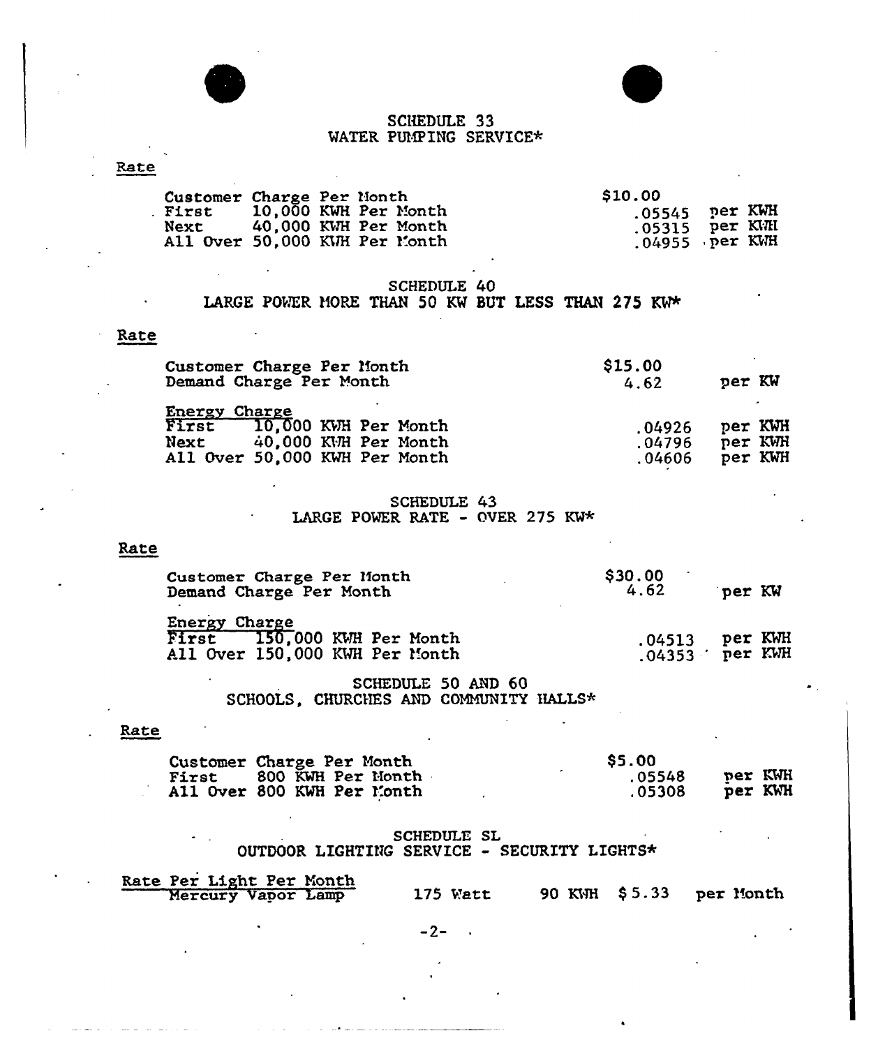## SCHEDULE 33
## WATER PUMPING SERVICE*

Rate

| | | |
|---|---|---|
| Customer Charge Per Month | $10.00 | |
| First 10,000 KWH Per Month | .05545 | per KWH |
| Next 40,000 KWH Per Month | .05315 | per KWH |
| All Over 50,000 KWH Per Month | .04955 | per KWH |

## SCHEDULE 40
## LARGE POWER MORE THAN 50 KW BUT LESS THAN 275 KW*

Rate

| | | |
|---|---|---|
| Customer Charge Per Month | $15.00 | |
| Demand Charge Per Month | 4.62 | per KW |
| Energy Charge | | |
| First 10,000 KWH Per Month | .04926 | per KWH |
| Next 40,000 KWH Per Month | .04796 | per KWH |
| All Over 50,000 KWH Per Month | .04606 | per KWH |

## SCHEDULE 43
## LARGE POWER RATE - OVER 275 KW*

Rate

| | | |
|---|---|---|
| Customer Charge Per Month | $30.00 | |
| Demand Charge Per Month | 4.62 | per KW |
| Energy Charge | | |
| First 150,000 KWH Per Month | .04513 | per KWH |
| All Over 150,000 KWH Per Month | .04353 | per KWH |

## SCHEDULE 50 AND 60
## SCHOOLS, CHURCHES AND COMMUNITY HALLS*

Rate

| | | |
|---|---|---|
| Customer Charge Per Month | $5.00 | |
| First 800 KWH Per Month | .05548 | per KWH |
| All Over 800 KWH Per Month | .05308 | per KWH |

## SCHEDULE SL
## OUTDOOR LIGHTING SERVICE - SECURITY LIGHTS*

Rate Per Light Per Month

| | | | | |
|---|---|---|---|---|
| Mercury Vapor Lamp | 175 Watt | 90 KWH | $5.33 | per Month |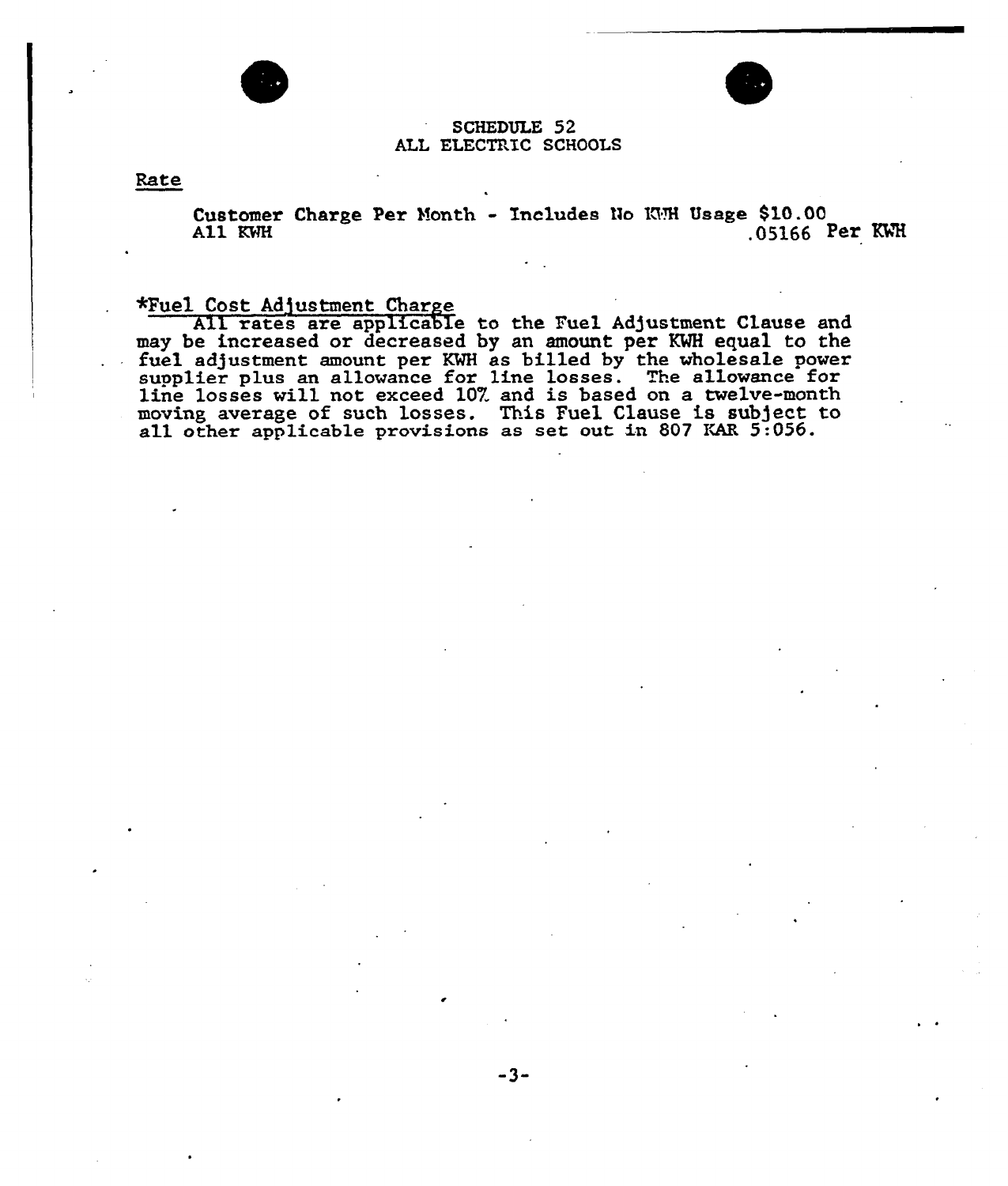# SCHEDULE 52
## ALL ELECTRIC SCHOOLS

Rate

| | |
|---|---|
| Customer Charge Per Month - Includes No KWH Usage | $10.00 |
| All KWH | .05166 Per KWH |

*Fuel Cost Adjustment Charge

All rates are applicable to the Fuel Adjustment Clause and may be increased or decreased by an amount per KWH equal to the fuel adjustment amount per KWH as billed by the wholesale power supplier plus an allowance for line losses. The allowance for line losses will not exceed 10% and is based on a twelve-month moving average of such losses. This Fuel Clause is subject to all other applicable provisions as set out in 807 KAR 5:056.